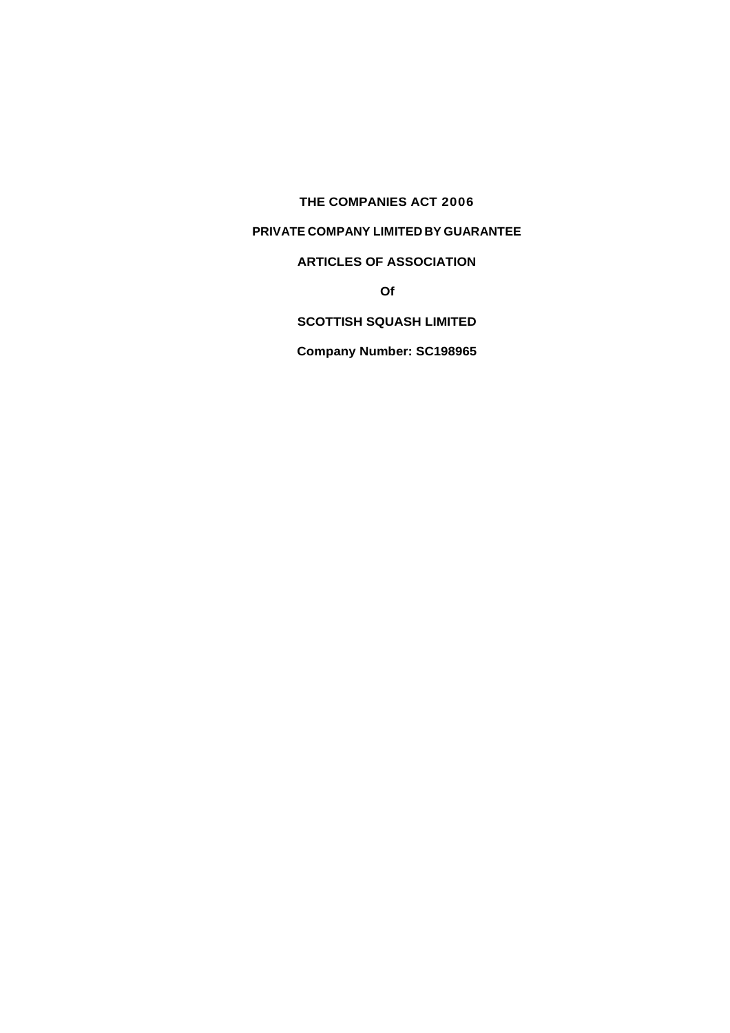**THE COMPANIES ACT 2006**

**PRIVATE COMPANY LIMITED BY GUARANTEE**

**ARTICLES OF ASSOCIATION**

**Of**

**SCOTTISH SQUASH LIMITED**

**Company Number: SC198965**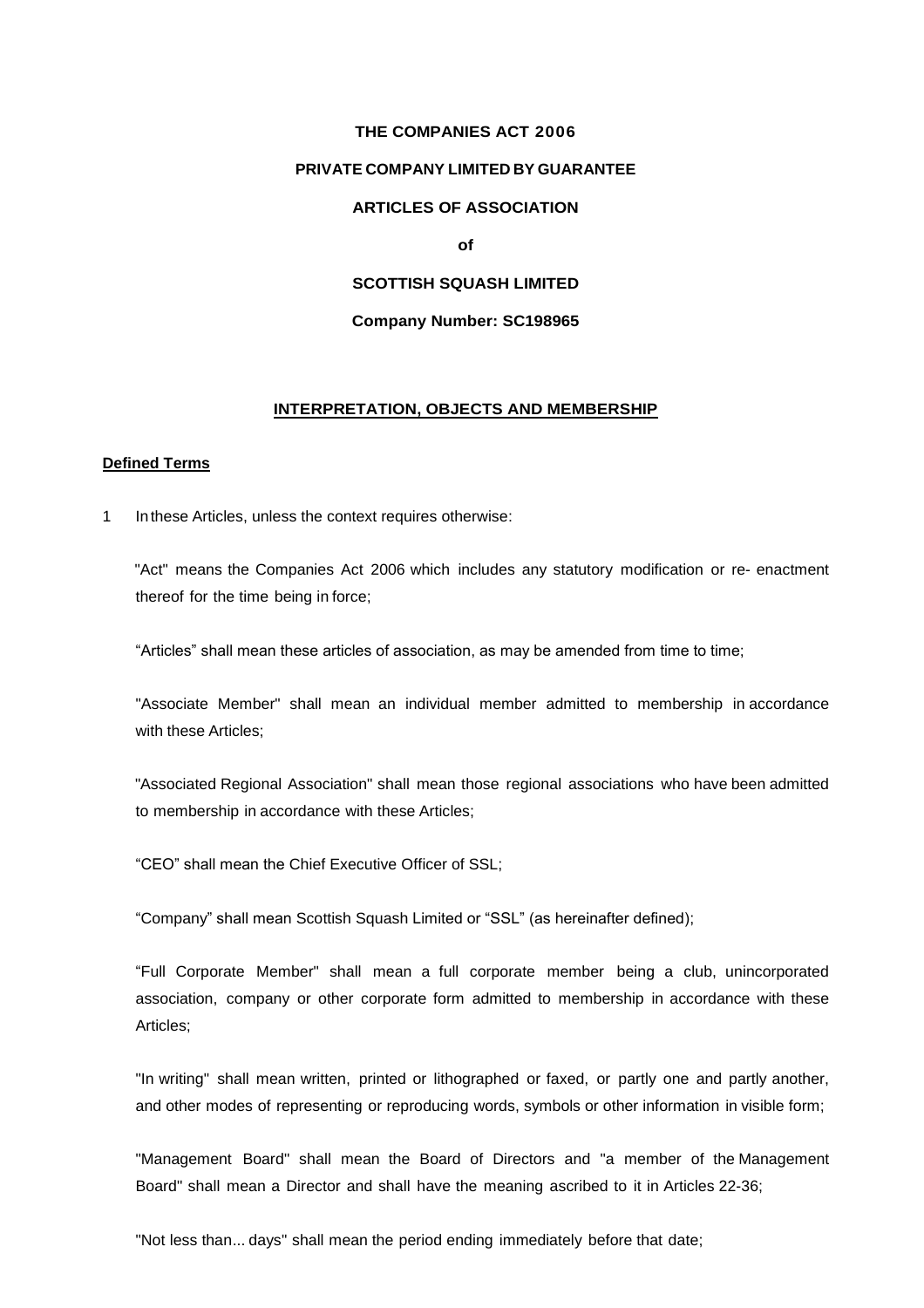**THE COMPANIES ACT 2006**

**PRIVATE COMPANY LIMITED BY GUARANTEE**

**ARTICLES OF ASSOCIATION**

**of**

**SCOTTISH SQUASH LIMITED**

**Company Number: SC198965**

## INTERPRETATION, OBJECTS AND MEMBERSHIP

### Defined Terms

1 In these Articles, unless the context requires otherwise:

"Act" means the Companies Act 2006 which includes any statutory modification or re- enactment thereof for the time being in force;

"Articles" shall mean these articles of association, as may be amended from time to time;

"Associate Member" shall mean an individual member admitted to membership in accordance with these Articles;

"Associated Regional Association" shall mean those regional associations who have been admitted to membership in accordance with these Articles;

"CEO" shall mean the Chief Executive Officer of SSL;

"Company" shall mean Scottish Squash Limited or "SSL" (as hereinafter defined);

"Full Corporate Member" shall mean a full corporate member being a club, unincorporated association, company or other corporate form admitted to membership in accordance with these Articles;

"In writing" shall mean written, printed or lithographed or faxed, or partly one and partly another, and other modes of representing or reproducing words, symbols or other information in visible form;

"Management Board" shall mean the Board of Directors and "a member of the Management Board" shall mean a Director and shall have the meaning ascribed to it in Articles 22-36;

"Not less than... days" shall mean the period ending immediately before that date;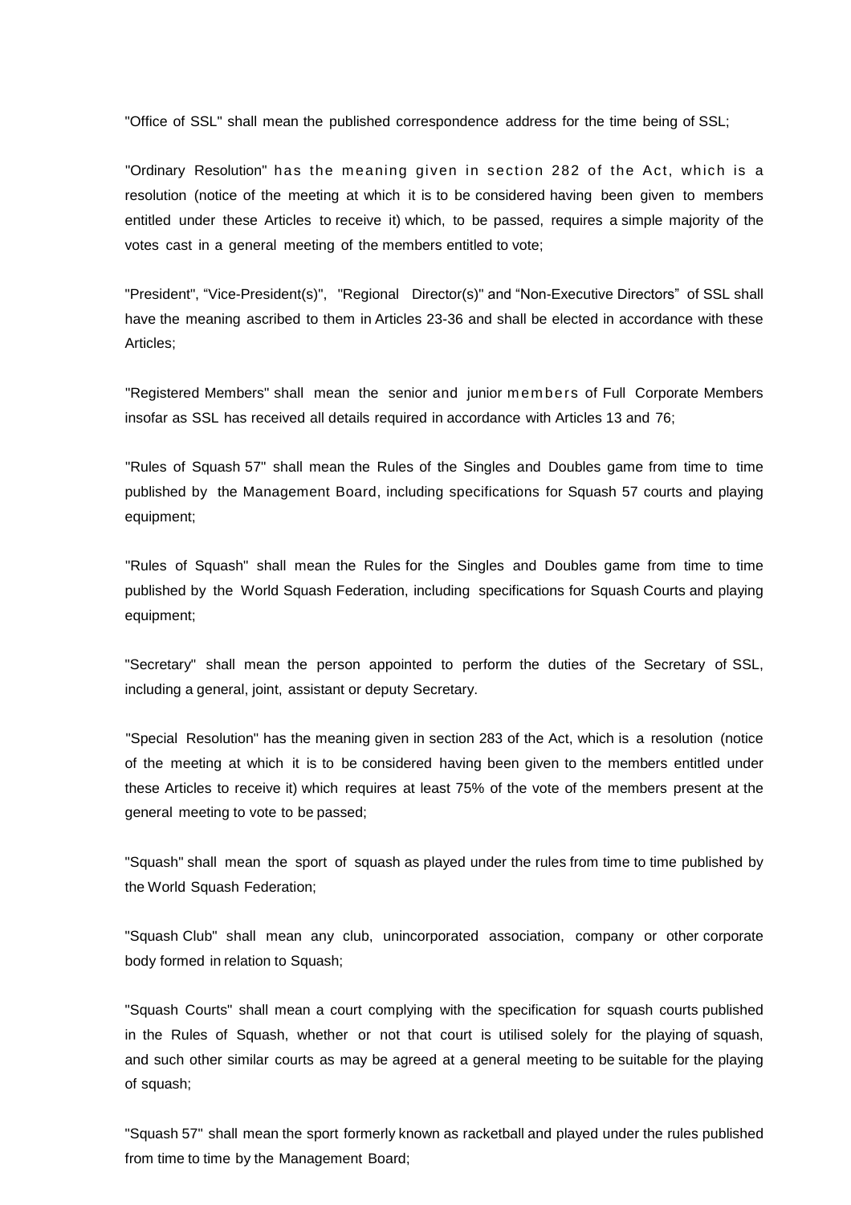"Office of SSL" shall mean the published correspondence address for the time being of SSL;

"Ordinary Resolution" has the meaning given in section 282 of the Act, which is a resolution (notice of the meeting at which it is to be considered having been given to members entitled under these Articles to receive it) which, to be passed, requires a simple majority of the votes cast in a general meeting of the members entitled to vote;

"President", "Vice-President(s)", "Regional Director(s)" and "Non-Executive Directors" of SSL shall have the meaning ascribed to them in Articles 23-36 and shall be elected in accordance with these Articles;

"Registered Members" shall mean the senior and junior members of Full Corporate Members insofar as SSL has received all details required in accordance with Articles 13 and 76;

"Rules of Squash 57" shall mean the Rules of the Singles and Doubles game from time to time published by the Management Board, including specifications for Squash 57 courts and playing equipment;

"Rules of Squash" shall mean the Rules for the Singles and Doubles game from time to time published by the World Squash Federation, including specifications for Squash Courts and playing equipment;

"Secretary" shall mean the person appointed to perform the duties of the Secretary of SSL, including a general, joint, assistant or deputy Secretary.

"Special Resolution" has the meaning given in section 283 of the Act, which is a resolution (notice of the meeting at which it is to be considered having been given to the members entitled under these Articles to receive it) which requires at least 75% of the vote of the members present at the general meeting to vote to be passed;

"Squash" shall mean the sport of squash as played under the rules from time to time published by the World Squash Federation;

"Squash Club" shall mean any club, unincorporated association, company or other corporate body formed in relation to Squash;

"Squash Courts" shall mean a court complying with the specification for squash courts published in the Rules of Squash, whether or not that court is utilised solely for the playing of squash, and such other similar courts as may be agreed at a general meeting to be suitable for the playing of squash;

"Squash 57" shall mean the sport formerly known as racketball and played under the rules published from time to time by the Management Board;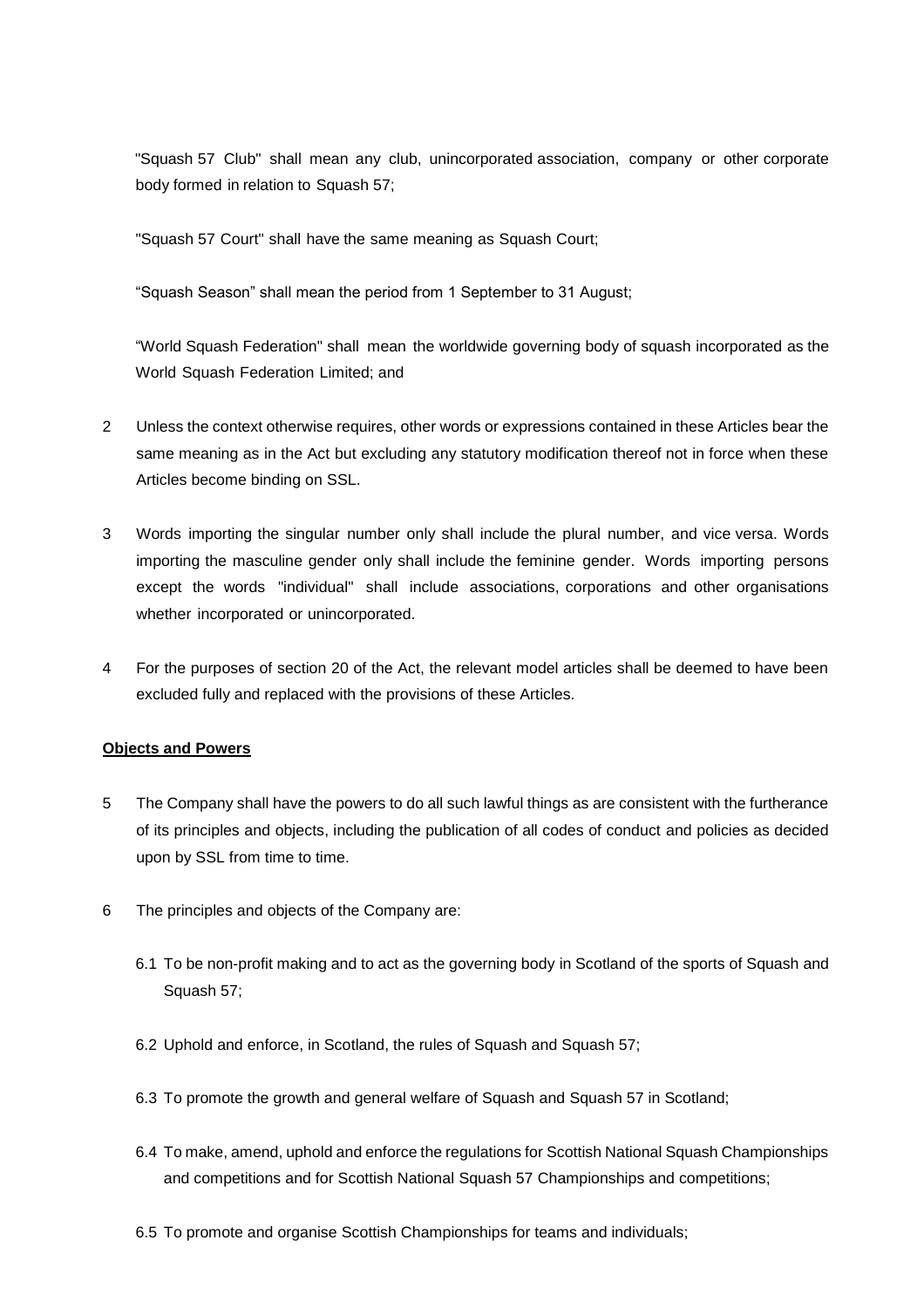"Squash 57 Club" shall mean any club, unincorporated association, company or other corporate body formed in relation to Squash 57;

"Squash 57 Court" shall have the same meaning as Squash Court;

"Squash Season" shall mean the period from 1 September to 31 August;

"World Squash Federation" shall mean the worldwide governing body of squash incorporated as the World Squash Federation Limited; and

2 Unless the context otherwise requires, other words or expressions contained in these Articles bear the same meaning as in the Act but excluding any statutory modification thereof not in force when these Articles become binding on SSL.

3 Words importing the singular number only shall include the plural number, and vice versa. Words importing the masculine gender only shall include the feminine gender. Words importing persons except the words "individual" shall include associations, corporations and other organisations whether incorporated or unincorporated.

4 For the purposes of section 20 of the Act, the relevant model articles shall be deemed to have been excluded fully and replaced with the provisions of these Articles.

**Objects and Powers**

5 The Company shall have the powers to do all such lawful things as are consistent with the furtherance of its principles and objects, including the publication of all codes of conduct and policies as decided upon by SSL from time to time.

6 The principles and objects of the Company are:

6.1 To be non-profit making and to act as the governing body in Scotland of the sports of Squash and Squash 57;

6.2 Uphold and enforce, in Scotland, the rules of Squash and Squash 57;

6.3 To promote the growth and general welfare of Squash and Squash 57 in Scotland;

6.4 To make, amend, uphold and enforce the regulations for Scottish National Squash Championships and competitions and for Scottish National Squash 57 Championships and competitions;

6.5 To promote and organise Scottish Championships for teams and individuals;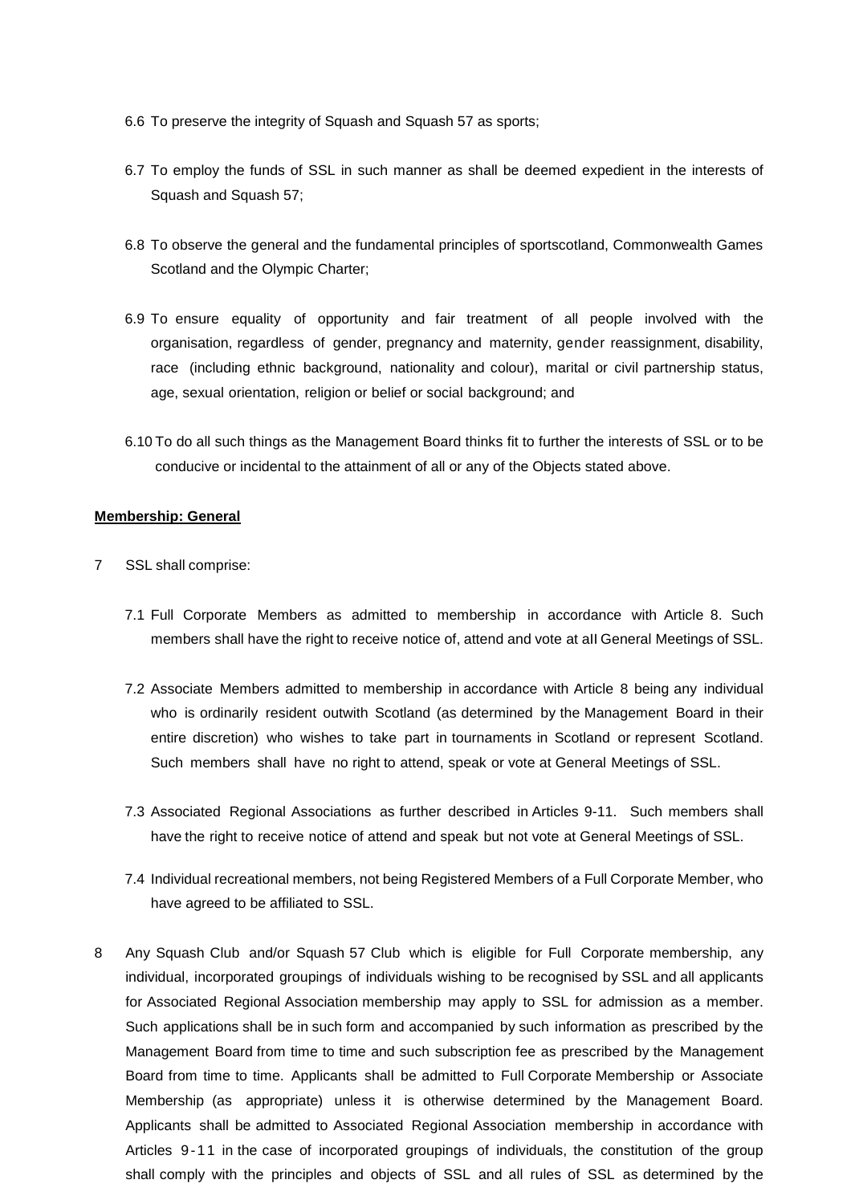6.6 To preserve the integrity of Squash and Squash 57 as sports;

6.7 To employ the funds of SSL in such manner as shall be deemed expedient in the interests of Squash and Squash 57;

6.8 To observe the general and the fundamental principles of sportscotland, Commonwealth Games Scotland and the Olympic Charter;

6.9 To ensure equality of opportunity and fair treatment of all people involved with the organisation, regardless of gender, pregnancy and maternity, gender reassignment, disability, race (including ethnic background, nationality and colour), marital or civil partnership status, age, sexual orientation, religion or belief or social background; and

6.10 To do all such things as the Management Board thinks fit to further the interests of SSL or to be conducive or incidental to the attainment of all or any of the Objects stated above.

**Membership: General**

7 SSL shall comprise:

7.1 Full Corporate Members as admitted to membership in accordance with Article 8. Such members shall have the right to receive notice of, attend and vote at all General Meetings of SSL.

7.2 Associate Members admitted to membership in accordance with Article 8 being any individual who is ordinarily resident outwith Scotland (as determined by the Management Board in their entire discretion) who wishes to take part in tournaments in Scotland or represent Scotland. Such members shall have no right to attend, speak or vote at General Meetings of SSL.

7.3 Associated Regional Associations as further described in Articles 9-11. Such members shall have the right to receive notice of attend and speak but not vote at General Meetings of SSL.

7.4 Individual recreational members, not being Registered Members of a Full Corporate Member, who have agreed to be affiliated to SSL.

8 Any Squash Club and/or Squash 57 Club which is eligible for Full Corporate membership, any individual, incorporated groupings of individuals wishing to be recognised by SSL and all applicants for Associated Regional Association membership may apply to SSL for admission as a member. Such applications shall be in such form and accompanied by such information as prescribed by the Management Board from time to time and such subscription fee as prescribed by the Management Board from time to time. Applicants shall be admitted to Full Corporate Membership or Associate Membership (as appropriate) unless it is otherwise determined by the Management Board. Applicants shall be admitted to Associated Regional Association membership in accordance with Articles 9-11 in the case of incorporated groupings of individuals, the constitution of the group shall comply with the principles and objects of SSL and all rules of SSL as determined by the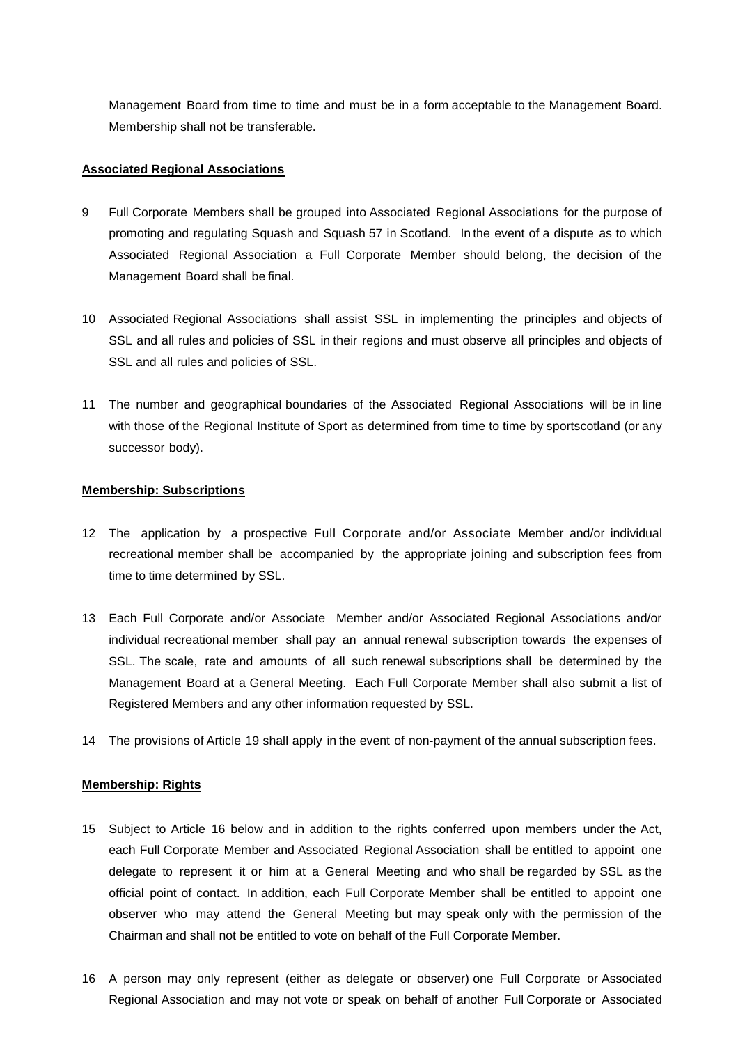Management Board from time to time and must be in a form acceptable to the Management Board. Membership shall not be transferable.

**Associated Regional Associations**

9 Full Corporate Members shall be grouped into Associated Regional Associations for the purpose of promoting and regulating Squash and Squash 57 in Scotland. In the event of a dispute as to which Associated Regional Association a Full Corporate Member should belong, the decision of the Management Board shall be final.

10 Associated Regional Associations shall assist SSL in implementing the principles and objects of SSL and all rules and policies of SSL in their regions and must observe all principles and objects of SSL and all rules and policies of SSL.

11 The number and geographical boundaries of the Associated Regional Associations will be in line with those of the Regional Institute of Sport as determined from time to time by sportscotland (or any successor body).

**Membership: Subscriptions**

12 The application by a prospective Full Corporate and/or Associate Member and/or individual recreational member shall be accompanied by the appropriate joining and subscription fees from time to time determined by SSL.

13 Each Full Corporate and/or Associate Member and/or Associated Regional Associations and/or individual recreational member shall pay an annual renewal subscription towards the expenses of SSL. The scale, rate and amounts of all such renewal subscriptions shall be determined by the Management Board at a General Meeting. Each Full Corporate Member shall also submit a list of Registered Members and any other information requested by SSL.

14 The provisions of Article 19 shall apply in the event of non-payment of the annual subscription fees.

**Membership: Rights**

15 Subject to Article 16 below and in addition to the rights conferred upon members under the Act, each Full Corporate Member and Associated Regional Association shall be entitled to appoint one delegate to represent it or him at a General Meeting and who shall be regarded by SSL as the official point of contact. In addition, each Full Corporate Member shall be entitled to appoint one observer who may attend the General Meeting but may speak only with the permission of the Chairman and shall not be entitled to vote on behalf of the Full Corporate Member.

16 A person may only represent (either as delegate or observer) one Full Corporate or Associated Regional Association and may not vote or speak on behalf of another Full Corporate or Associated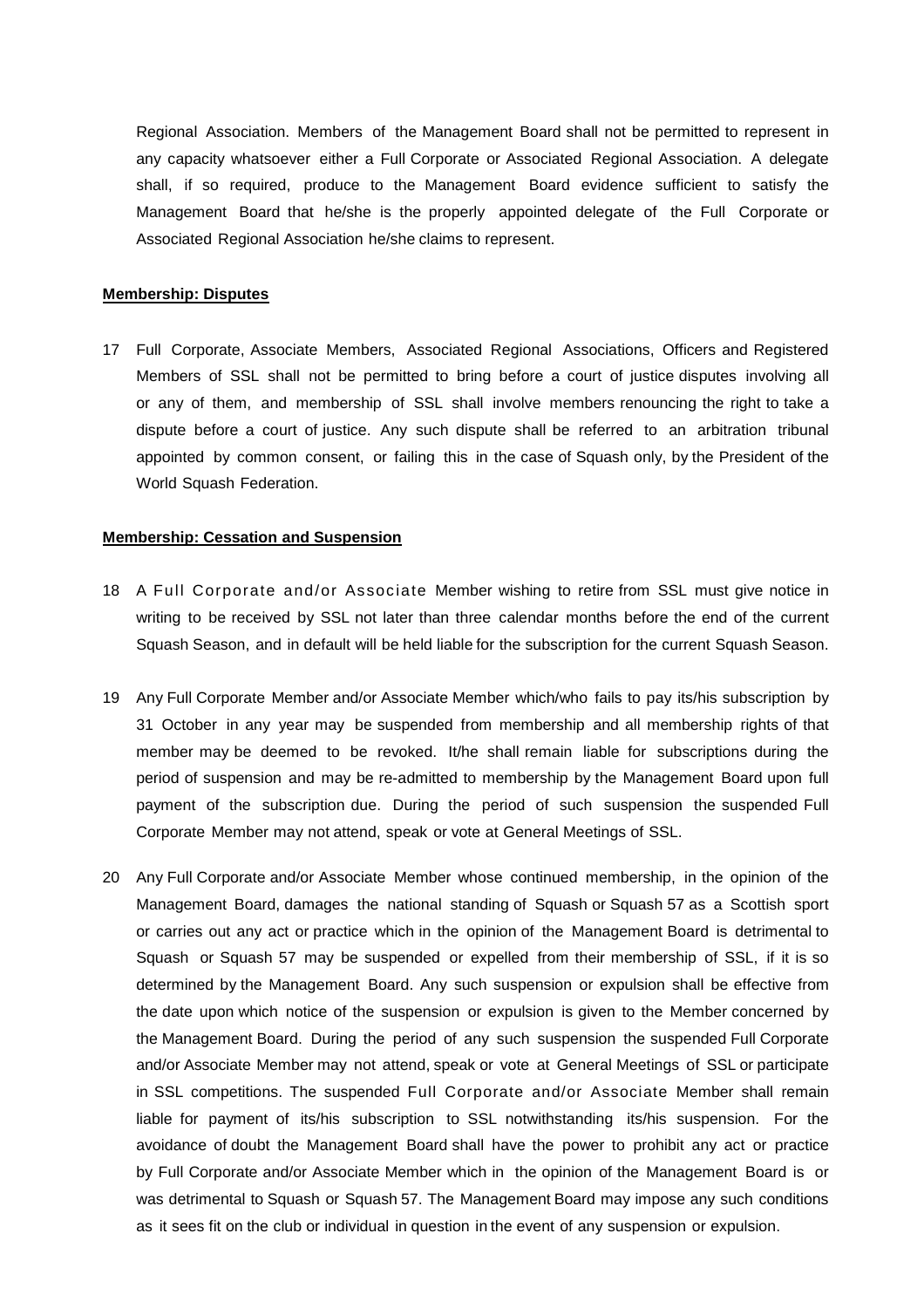Regional Association. Members of the Management Board shall not be permitted to represent in any capacity whatsoever either a Full Corporate or Associated Regional Association. A delegate shall, if so required, produce to the Management Board evidence sufficient to satisfy the Management Board that he/she is the properly appointed delegate of the Full Corporate or Associated Regional Association he/she claims to represent.

**Membership: Disputes**

17 Full Corporate, Associate Members, Associated Regional Associations, Officers and Registered Members of SSL shall not be permitted to bring before a court of justice disputes involving all or any of them, and membership of SSL shall involve members renouncing the right to take a dispute before a court of justice. Any such dispute shall be referred to an arbitration tribunal appointed by common consent, or failing this in the case of Squash only, by the President of the World Squash Federation.

**Membership: Cessation and Suspension**

18 A Full Corporate and/or Associate Member wishing to retire from SSL must give notice in writing to be received by SSL not later than three calendar months before the end of the current Squash Season, and in default will be held liable for the subscription for the current Squash Season.

19 Any Full Corporate Member and/or Associate Member which/who fails to pay its/his subscription by 31 October in any year may be suspended from membership and all membership rights of that member may be deemed to be revoked. It/he shall remain liable for subscriptions during the period of suspension and may be re-admitted to membership by the Management Board upon full payment of the subscription due. During the period of such suspension the suspended Full Corporate Member may not attend, speak or vote at General Meetings of SSL.

20 Any Full Corporate and/or Associate Member whose continued membership, in the opinion of the Management Board, damages the national standing of Squash or Squash 57 as a Scottish sport or carries out any act or practice which in the opinion of the Management Board is detrimental to Squash or Squash 57 may be suspended or expelled from their membership of SSL, if it is so determined by the Management Board. Any such suspension or expulsion shall be effective from the date upon which notice of the suspension or expulsion is given to the Member concerned by the Management Board. During the period of any such suspension the suspended Full Corporate and/or Associate Member may not attend, speak or vote at General Meetings of SSL or participate in SSL competitions. The suspended Full Corporate and/or Associate Member shall remain liable for payment of its/his subscription to SSL notwithstanding its/his suspension. For the avoidance of doubt the Management Board shall have the power to prohibit any act or practice by Full Corporate and/or Associate Member which in the opinion of the Management Board is or was detrimental to Squash or Squash 57. The Management Board may impose any such conditions as it sees fit on the club or individual in question in the event of any suspension or expulsion.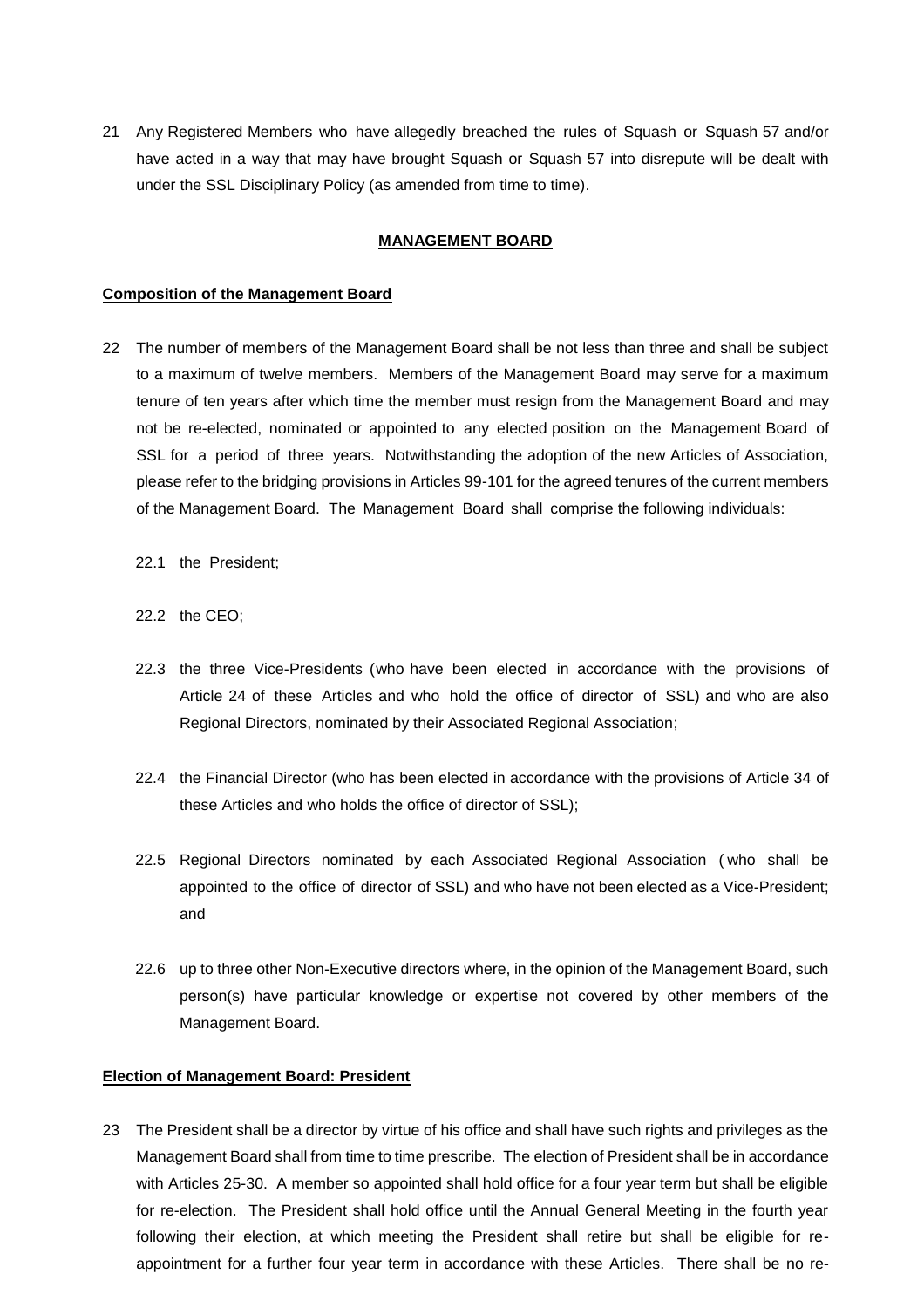21 Any Registered Members who have allegedly breached the rules of Squash or Squash 57 and/or have acted in a way that may have brought Squash or Squash 57 into disrepute will be dealt with under the SSL Disciplinary Policy (as amended from time to time).

## MANAGEMENT BOARD

### Composition of the Management Board

22 The number of members of the Management Board shall be not less than three and shall be subject to a maximum of twelve members. Members of the Management Board may serve for a maximum tenure of ten years after which time the member must resign from the Management Board and may not be re-elected, nominated or appointed to any elected position on the Management Board of SSL for a period of three years. Notwithstanding the adoption of the new Articles of Association, please refer to the bridging provisions in Articles 99-101 for the agreed tenures of the current members of the Management Board. The Management Board shall comprise the following individuals:

22.1 the President;

22.2 the CEO;

22.3 the three Vice-Presidents (who have been elected in accordance with the provisions of Article 24 of these Articles and who hold the office of director of SSL) and who are also Regional Directors, nominated by their Associated Regional Association;

22.4 the Financial Director (who has been elected in accordance with the provisions of Article 34 of these Articles and who holds the office of director of SSL);

22.5 Regional Directors nominated by each Associated Regional Association (who shall be appointed to the office of director of SSL) and who have not been elected as a Vice-President; and

22.6 up to three other Non-Executive directors where, in the opinion of the Management Board, such person(s) have particular knowledge or expertise not covered by other members of the Management Board.

### Election of Management Board: President

23 The President shall be a director by virtue of his office and shall have such rights and privileges as the Management Board shall from time to time prescribe. The election of President shall be in accordance with Articles 25-30. A member so appointed shall hold office for a four year term but shall be eligible for re-election. The President shall hold office until the Annual General Meeting in the fourth year following their election, at which meeting the President shall retire but shall be eligible for re-appointment for a further four year term in accordance with these Articles. There shall be no re-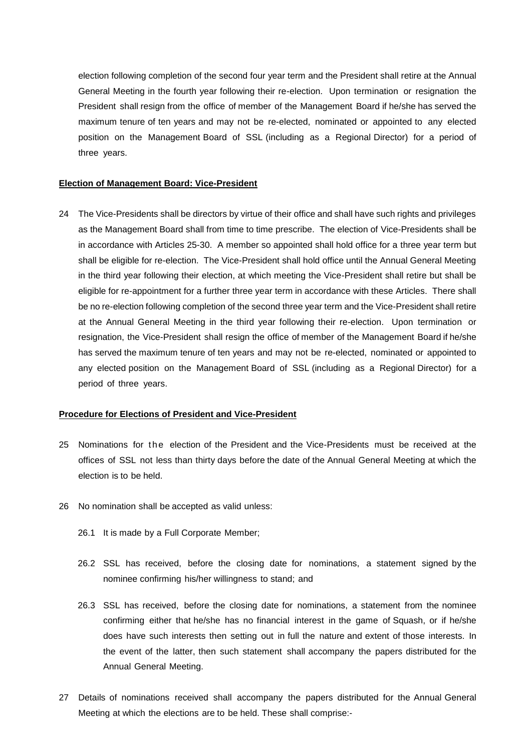election following completion of the second four year term and the President shall retire at the Annual General Meeting in the fourth year following their re-election. Upon termination or resignation the President shall resign from the office of member of the Management Board if he/she has served the maximum tenure of ten years and may not be re-elected, nominated or appointed to any elected position on the Management Board of SSL (including as a Regional Director) for a period of three years.

**Election of Management Board: Vice-President**

24 The Vice-Presidents shall be directors by virtue of their office and shall have such rights and privileges as the Management Board shall from time to time prescribe. The election of Vice-Presidents shall be in accordance with Articles 25-30. A member so appointed shall hold office for a three year term but shall be eligible for re-election. The Vice-President shall hold office until the Annual General Meeting in the third year following their election, at which meeting the Vice-President shall retire but shall be eligible for re-appointment for a further three year term in accordance with these Articles. There shall be no re-election following completion of the second three year term and the Vice-President shall retire at the Annual General Meeting in the third year following their re-election. Upon termination or resignation, the Vice-President shall resign the office of member of the Management Board if he/she has served the maximum tenure of ten years and may not be re-elected, nominated or appointed to any elected position on the Management Board of SSL (including as a Regional Director) for a period of three years.

**Procedure for Elections of President and Vice-President**

25 Nominations for the election of the President and the Vice-Presidents must be received at the offices of SSL not less than thirty days before the date of the Annual General Meeting at which the election is to be held.

26 No nomination shall be accepted as valid unless:

26.1 It is made by a Full Corporate Member;

26.2 SSL has received, before the closing date for nominations, a statement signed by the nominee confirming his/her willingness to stand; and

26.3 SSL has received, before the closing date for nominations, a statement from the nominee confirming either that he/she has no financial interest in the game of Squash, or if he/she does have such interests then setting out in full the nature and extent of those interests. In the event of the latter, then such statement shall accompany the papers distributed for the Annual General Meeting.

27 Details of nominations received shall accompany the papers distributed for the Annual General Meeting at which the elections are to be held. These shall comprise:-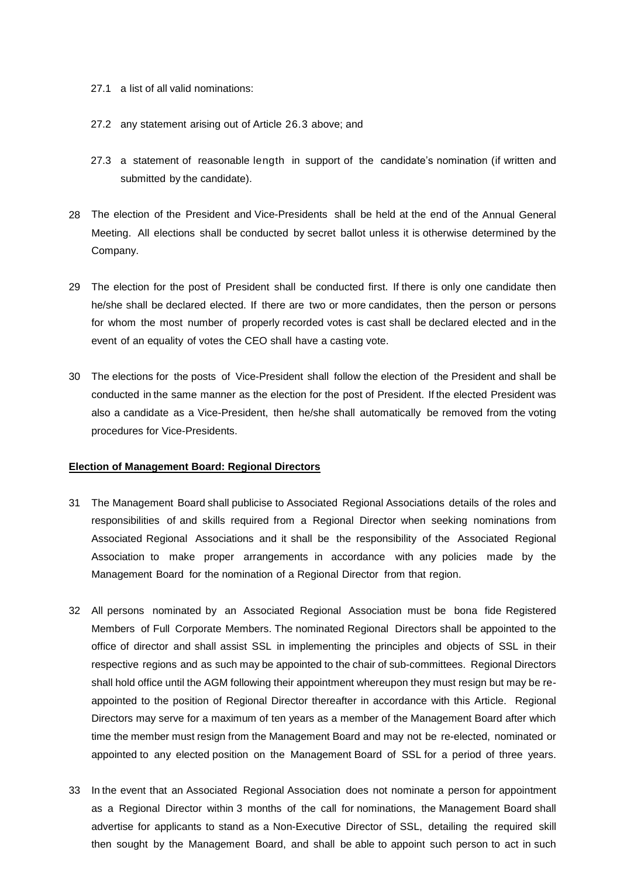27.1 a list of all valid nominations:

27.2 any statement arising out of Article 26.3 above; and

27.3 a statement of reasonable length in support of the candidate's nomination (if written and submitted by the candidate).

28 The election of the President and Vice-Presidents shall be held at the end of the Annual General Meeting. All elections shall be conducted by secret ballot unless it is otherwise determined by the Company.

29 The election for the post of President shall be conducted first. If there is only one candidate then he/she shall be declared elected. If there are two or more candidates, then the person or persons for whom the most number of properly recorded votes is cast shall be declared elected and in the event of an equality of votes the CEO shall have a casting vote.

30 The elections for the posts of Vice-President shall follow the election of the President and shall be conducted in the same manner as the election for the post of President. If the elected President was also a candidate as a Vice-President, then he/she shall automatically be removed from the voting procedures for Vice-Presidents.

**Election of Management Board: Regional Directors**

31 The Management Board shall publicise to Associated Regional Associations details of the roles and responsibilities of and skills required from a Regional Director when seeking nominations from Associated Regional Associations and it shall be the responsibility of the Associated Regional Association to make proper arrangements in accordance with any policies made by the Management Board for the nomination of a Regional Director from that region.

32 All persons nominated by an Associated Regional Association must be bona fide Registered Members of Full Corporate Members. The nominated Regional Directors shall be appointed to the office of director and shall assist SSL in implementing the principles and objects of SSL in their respective regions and as such may be appointed to the chair of sub-committees. Regional Directors shall hold office until the AGM following their appointment whereupon they must resign but may be re-appointed to the position of Regional Director thereafter in accordance with this Article. Regional Directors may serve for a maximum of ten years as a member of the Management Board after which time the member must resign from the Management Board and may not be re-elected, nominated or appointed to any elected position on the Management Board of SSL for a period of three years.

33 In the event that an Associated Regional Association does not nominate a person for appointment as a Regional Director within 3 months of the call for nominations, the Management Board shall advertise for applicants to stand as a Non-Executive Director of SSL, detailing the required skill then sought by the Management Board, and shall be able to appoint such person to act in such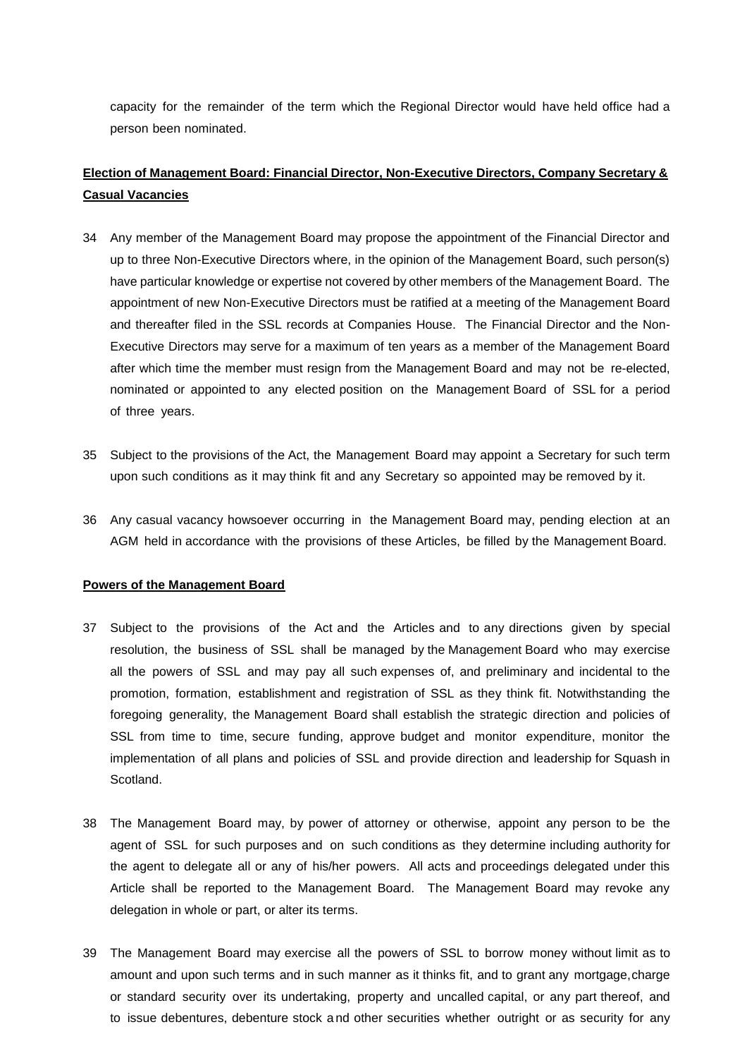capacity for the remainder of the term which the Regional Director would have held office had a person been nominated.

**Election of Management Board: Financial Director, Non-Executive Directors, Company Secretary & Casual Vacancies**

34 Any member of the Management Board may propose the appointment of the Financial Director and up to three Non-Executive Directors where, in the opinion of the Management Board, such person(s) have particular knowledge or expertise not covered by other members of the Management Board. The appointment of new Non-Executive Directors must be ratified at a meeting of the Management Board and thereafter filed in the SSL records at Companies House. The Financial Director and the Non-Executive Directors may serve for a maximum of ten years as a member of the Management Board after which time the member must resign from the Management Board and may not be re-elected, nominated or appointed to any elected position on the Management Board of SSL for a period of three years.

35 Subject to the provisions of the Act, the Management Board may appoint a Secretary for such term upon such conditions as it may think fit and any Secretary so appointed may be removed by it.

36 Any casual vacancy howsoever occurring in the Management Board may, pending election at an AGM held in accordance with the provisions of these Articles, be filled by the Management Board.

**Powers of the Management Board**

37 Subject to the provisions of the Act and the Articles and to any directions given by special resolution, the business of SSL shall be managed by the Management Board who may exercise all the powers of SSL and may pay all such expenses of, and preliminary and incidental to the promotion, formation, establishment and registration of SSL as they think fit. Notwithstanding the foregoing generality, the Management Board shall establish the strategic direction and policies of SSL from time to time, secure funding, approve budget and monitor expenditure, monitor the implementation of all plans and policies of SSL and provide direction and leadership for Squash in Scotland.

38 The Management Board may, by power of attorney or otherwise, appoint any person to be the agent of SSL for such purposes and on such conditions as they determine including authority for the agent to delegate all or any of his/her powers. All acts and proceedings delegated under this Article shall be reported to the Management Board. The Management Board may revoke any delegation in whole or part, or alter its terms.

39 The Management Board may exercise all the powers of SSL to borrow money without limit as to amount and upon such terms and in such manner as it thinks fit, and to grant any mortgage, charge or standard security over its undertaking, property and uncalled capital, or any part thereof, and to issue debentures, debenture stock and other securities whether outright or as security for any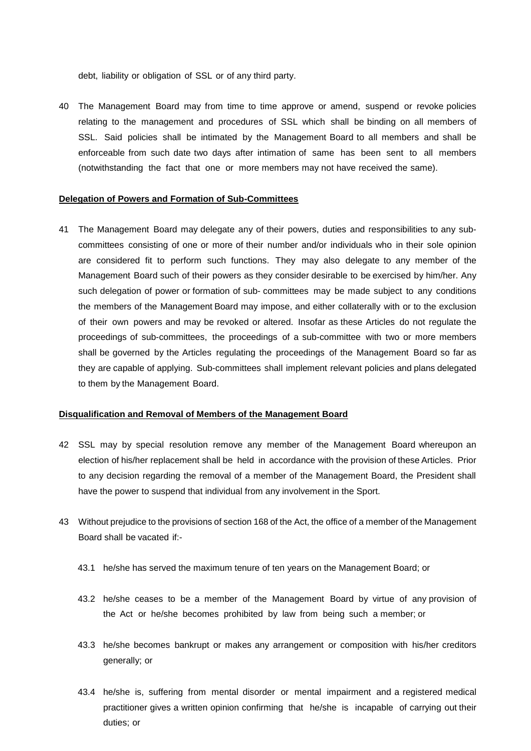debt, liability or obligation of SSL or of any third party.

40 The Management Board may from time to time approve or amend, suspend or revoke policies relating to the management and procedures of SSL which shall be binding on all members of SSL. Said policies shall be intimated by the Management Board to all members and shall be enforceable from such date two days after intimation of same has been sent to all members (notwithstanding the fact that one or more members may not have received the same).

**Delegation of Powers and Formation of Sub-Committees**

41 The Management Board may delegate any of their powers, duties and responsibilities to any sub-committees consisting of one or more of their number and/or individuals who in their sole opinion are considered fit to perform such functions. They may also delegate to any member of the Management Board such of their powers as they consider desirable to be exercised by him/her. Any such delegation of power or formation of sub- committees may be made subject to any conditions the members of the Management Board may impose, and either collaterally with or to the exclusion of their own powers and may be revoked or altered. Insofar as these Articles do not regulate the proceedings of sub-committees, the proceedings of a sub-committee with two or more members shall be governed by the Articles regulating the proceedings of the Management Board so far as they are capable of applying. Sub-committees shall implement relevant policies and plans delegated to them by the Management Board.

**Disqualification and Removal of Members of the Management Board**

42 SSL may by special resolution remove any member of the Management Board whereupon an election of his/her replacement shall be held in accordance with the provision of these Articles. Prior to any decision regarding the removal of a member of the Management Board, the President shall have the power to suspend that individual from any involvement in the Sport.

43 Without prejudice to the provisions of section 168 of the Act, the office of a member of the Management Board shall be vacated if:-

43.1 he/she has served the maximum tenure of ten years on the Management Board; or

43.2 he/she ceases to be a member of the Management Board by virtue of any provision of the Act or he/she becomes prohibited by law from being such a member; or

43.3 he/she becomes bankrupt or makes any arrangement or composition with his/her creditors generally; or

43.4 he/she is, suffering from mental disorder or mental impairment and a registered medical practitioner gives a written opinion confirming that he/she is incapable of carrying out their duties; or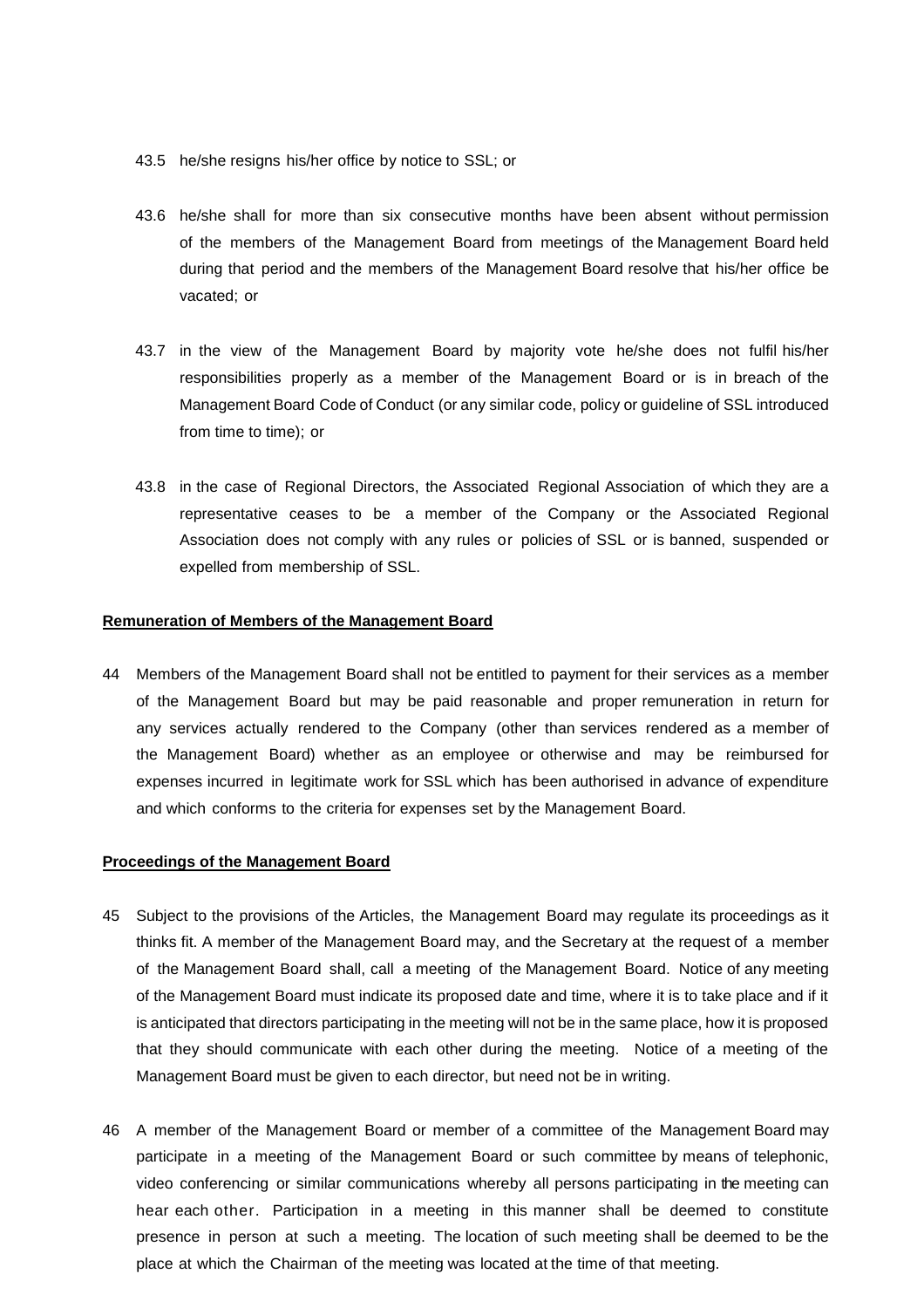43.5 he/she resigns his/her office by notice to SSL; or

43.6 he/she shall for more than six consecutive months have been absent without permission of the members of the Management Board from meetings of the Management Board held during that period and the members of the Management Board resolve that his/her office be vacated; or

43.7 in the view of the Management Board by majority vote he/she does not fulfil his/her responsibilities properly as a member of the Management Board or is in breach of the Management Board Code of Conduct (or any similar code, policy or guideline of SSL introduced from time to time); or

43.8 in the case of Regional Directors, the Associated Regional Association of which they are a representative ceases to be a member of the Company or the Associated Regional Association does not comply with any rules or policies of SSL or is banned, suspended or expelled from membership of SSL.

**Remuneration of Members of the Management Board**

44 Members of the Management Board shall not be entitled to payment for their services as a member of the Management Board but may be paid reasonable and proper remuneration in return for any services actually rendered to the Company (other than services rendered as a member of the Management Board) whether as an employee or otherwise and may be reimbursed for expenses incurred in legitimate work for SSL which has been authorised in advance of expenditure and which conforms to the criteria for expenses set by the Management Board.

**Proceedings of the Management Board**

45 Subject to the provisions of the Articles, the Management Board may regulate its proceedings as it thinks fit. A member of the Management Board may, and the Secretary at the request of a member of the Management Board shall, call a meeting of the Management Board. Notice of any meeting of the Management Board must indicate its proposed date and time, where it is to take place and if it is anticipated that directors participating in the meeting will not be in the same place, how it is proposed that they should communicate with each other during the meeting. Notice of a meeting of the Management Board must be given to each director, but need not be in writing.

46 A member of the Management Board or member of a committee of the Management Board may participate in a meeting of the Management Board or such committee by means of telephonic, video conferencing or similar communications whereby all persons participating in the meeting can hear each other. Participation in a meeting in this manner shall be deemed to constitute presence in person at such a meeting. The location of such meeting shall be deemed to be the place at which the Chairman of the meeting was located at the time of that meeting.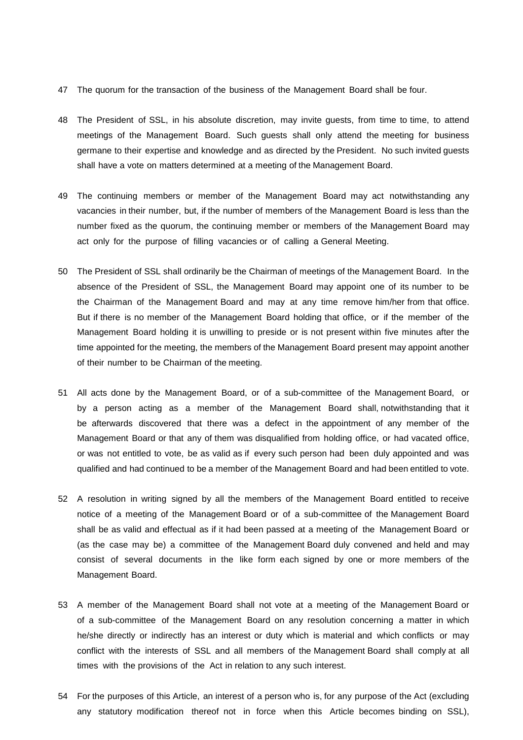47 The quorum for the transaction of the business of the Management Board shall be four.

48 The President of SSL, in his absolute discretion, may invite guests, from time to time, to attend meetings of the Management Board. Such guests shall only attend the meeting for business germane to their expertise and knowledge and as directed by the President. No such invited guests shall have a vote on matters determined at a meeting of the Management Board.

49 The continuing members or member of the Management Board may act notwithstanding any vacancies in their number, but, if the number of members of the Management Board is less than the number fixed as the quorum, the continuing member or members of the Management Board may act only for the purpose of filling vacancies or of calling a General Meeting.

50 The President of SSL shall ordinarily be the Chairman of meetings of the Management Board. In the absence of the President of SSL, the Management Board may appoint one of its number to be the Chairman of the Management Board and may at any time remove him/her from that office. But if there is no member of the Management Board holding that office, or if the member of the Management Board holding it is unwilling to preside or is not present within five minutes after the time appointed for the meeting, the members of the Management Board present may appoint another of their number to be Chairman of the meeting.

51 All acts done by the Management Board, or of a sub-committee of the Management Board, or by a person acting as a member of the Management Board shall, notwithstanding that it be afterwards discovered that there was a defect in the appointment of any member of the Management Board or that any of them was disqualified from holding office, or had vacated office, or was not entitled to vote, be as valid as if every such person had been duly appointed and was qualified and had continued to be a member of the Management Board and had been entitled to vote.

52 A resolution in writing signed by all the members of the Management Board entitled to receive notice of a meeting of the Management Board or of a sub-committee of the Management Board shall be as valid and effectual as if it had been passed at a meeting of the Management Board or (as the case may be) a committee of the Management Board duly convened and held and may consist of several documents in the like form each signed by one or more members of the Management Board.

53 A member of the Management Board shall not vote at a meeting of the Management Board or of a sub-committee of the Management Board on any resolution concerning a matter in which he/she directly or indirectly has an interest or duty which is material and which conflicts or may conflict with the interests of SSL and all members of the Management Board shall comply at all times with the provisions of the Act in relation to any such interest.

54 For the purposes of this Article, an interest of a person who is, for any purpose of the Act (excluding any statutory modification thereof not in force when this Article becomes binding on SSL),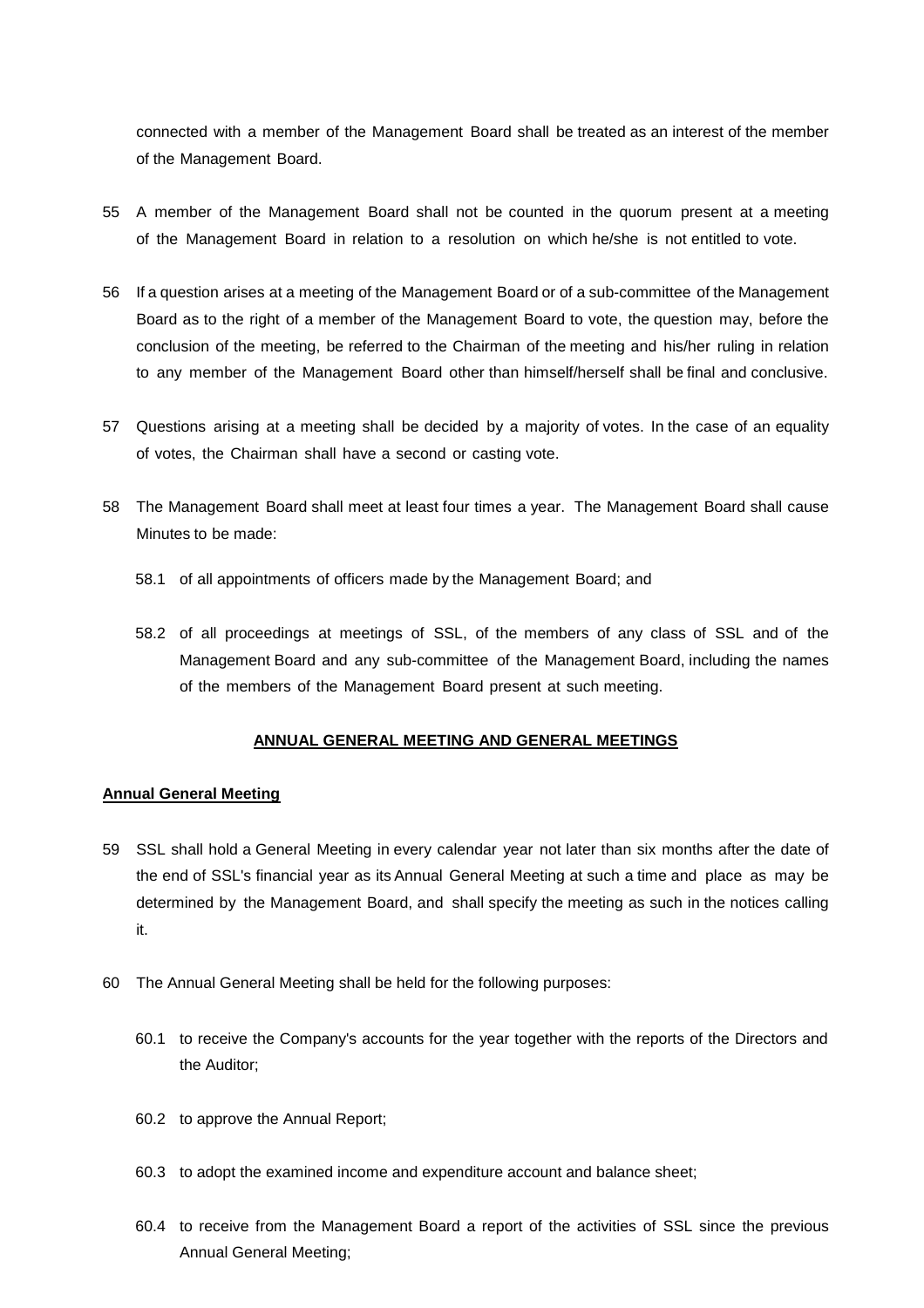connected with a member of the Management Board shall be treated as an interest of the member of the Management Board.

55 A member of the Management Board shall not be counted in the quorum present at a meeting of the Management Board in relation to a resolution on which he/she is not entitled to vote.

56 If a question arises at a meeting of the Management Board or of a sub-committee of the Management Board as to the right of a member of the Management Board to vote, the question may, before the conclusion of the meeting, be referred to the Chairman of the meeting and his/her ruling in relation to any member of the Management Board other than himself/herself shall be final and conclusive.

57 Questions arising at a meeting shall be decided by a majority of votes. In the case of an equality of votes, the Chairman shall have a second or casting vote.

58 The Management Board shall meet at least four times a year. The Management Board shall cause Minutes to be made:

58.1 of all appointments of officers made by the Management Board; and

58.2 of all proceedings at meetings of SSL, of the members of any class of SSL and of the Management Board and any sub-committee of the Management Board, including the names of the members of the Management Board present at such meeting.

## ANNUAL GENERAL MEETING AND GENERAL MEETINGS

### Annual General Meeting

59 SSL shall hold a General Meeting in every calendar year not later than six months after the date of the end of SSL's financial year as its Annual General Meeting at such a time and place as may be determined by the Management Board, and shall specify the meeting as such in the notices calling it.

60 The Annual General Meeting shall be held for the following purposes:

60.1 to receive the Company's accounts for the year together with the reports of the Directors and the Auditor;

60.2 to approve the Annual Report;

60.3 to adopt the examined income and expenditure account and balance sheet;

60.4 to receive from the Management Board a report of the activities of SSL since the previous Annual General Meeting;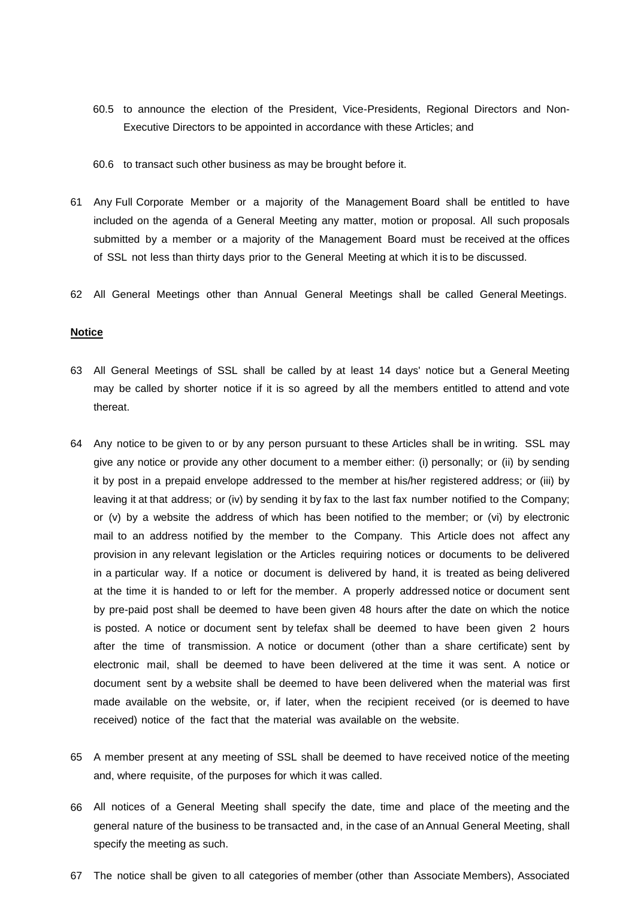60.5 to announce the election of the President, Vice-Presidents, Regional Directors and Non-Executive Directors to be appointed in accordance with these Articles; and

60.6 to transact such other business as may be brought before it.

61 Any Full Corporate Member or a majority of the Management Board shall be entitled to have included on the agenda of a General Meeting any matter, motion or proposal. All such proposals submitted by a member or a majority of the Management Board must be received at the offices of SSL not less than thirty days prior to the General Meeting at which it is to be discussed.

62 All General Meetings other than Annual General Meetings shall be called General Meetings.

**Notice**

63 All General Meetings of SSL shall be called by at least 14 days' notice but a General Meeting may be called by shorter notice if it is so agreed by all the members entitled to attend and vote thereat.

64 Any notice to be given to or by any person pursuant to these Articles shall be in writing. SSL may give any notice or provide any other document to a member either: (i) personally; or (ii) by sending it by post in a prepaid envelope addressed to the member at his/her registered address; or (iii) by leaving it at that address; or (iv) by sending it by fax to the last fax number notified to the Company; or (v) by a website the address of which has been notified to the member; or (vi) by electronic mail to an address notified by the member to the Company. This Article does not affect any provision in any relevant legislation or the Articles requiring notices or documents to be delivered in a particular way. If a notice or document is delivered by hand, it is treated as being delivered at the time it is handed to or left for the member. A properly addressed notice or document sent by pre-paid post shall be deemed to have been given 48 hours after the date on which the notice is posted. A notice or document sent by telefax shall be deemed to have been given 2 hours after the time of transmission. A notice or document (other than a share certificate) sent by electronic mail, shall be deemed to have been delivered at the time it was sent. A notice or document sent by a website shall be deemed to have been delivered when the material was first made available on the website, or, if later, when the recipient received (or is deemed to have received) notice of the fact that the material was available on the website.

65 A member present at any meeting of SSL shall be deemed to have received notice of the meeting and, where requisite, of the purposes for which it was called.

66 All notices of a General Meeting shall specify the date, time and place of the meeting and the general nature of the business to be transacted and, in the case of an Annual General Meeting, shall specify the meeting as such.

67 The notice shall be given to all categories of member (other than Associate Members), Associated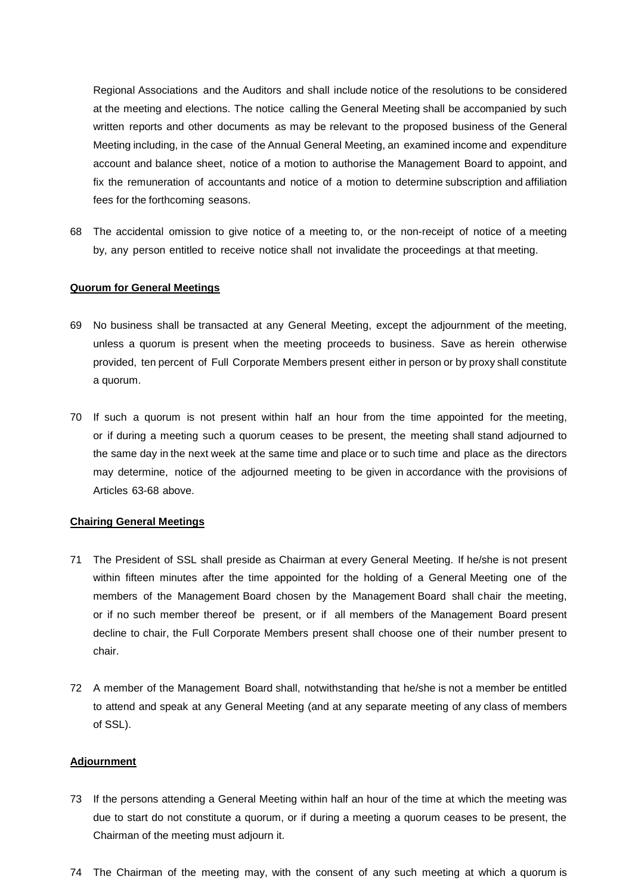Regional Associations and the Auditors and shall include notice of the resolutions to be considered at the meeting and elections. The notice calling the General Meeting shall be accompanied by such written reports and other documents as may be relevant to the proposed business of the General Meeting including, in the case of the Annual General Meeting, an examined income and expenditure account and balance sheet, notice of a motion to authorise the Management Board to appoint, and fix the remuneration of accountants and notice of a motion to determine subscription and affiliation fees for the forthcoming seasons.

68 The accidental omission to give notice of a meeting to, or the non-receipt of notice of a meeting by, any person entitled to receive notice shall not invalidate the proceedings at that meeting.

**Quorum for General Meetings**

69 No business shall be transacted at any General Meeting, except the adjournment of the meeting, unless a quorum is present when the meeting proceeds to business. Save as herein otherwise provided, ten percent of Full Corporate Members present either in person or by proxy shall constitute a quorum.

70 If such a quorum is not present within half an hour from the time appointed for the meeting, or if during a meeting such a quorum ceases to be present, the meeting shall stand adjourned to the same day in the next week at the same time and place or to such time and place as the directors may determine, notice of the adjourned meeting to be given in accordance with the provisions of Articles 63-68 above.

**Chairing General Meetings**

71 The President of SSL shall preside as Chairman at every General Meeting. If he/she is not present within fifteen minutes after the time appointed for the holding of a General Meeting one of the members of the Management Board chosen by the Management Board shall chair the meeting, or if no such member thereof be present, or if all members of the Management Board present decline to chair, the Full Corporate Members present shall choose one of their number present to chair.

72 A member of the Management Board shall, notwithstanding that he/she is not a member be entitled to attend and speak at any General Meeting (and at any separate meeting of any class of members of SSL).

**Adjournment**

73 If the persons attending a General Meeting within half an hour of the time at which the meeting was due to start do not constitute a quorum, or if during a meeting a quorum ceases to be present, the Chairman of the meeting must adjourn it.

74 The Chairman of the meeting may, with the consent of any such meeting at which a quorum is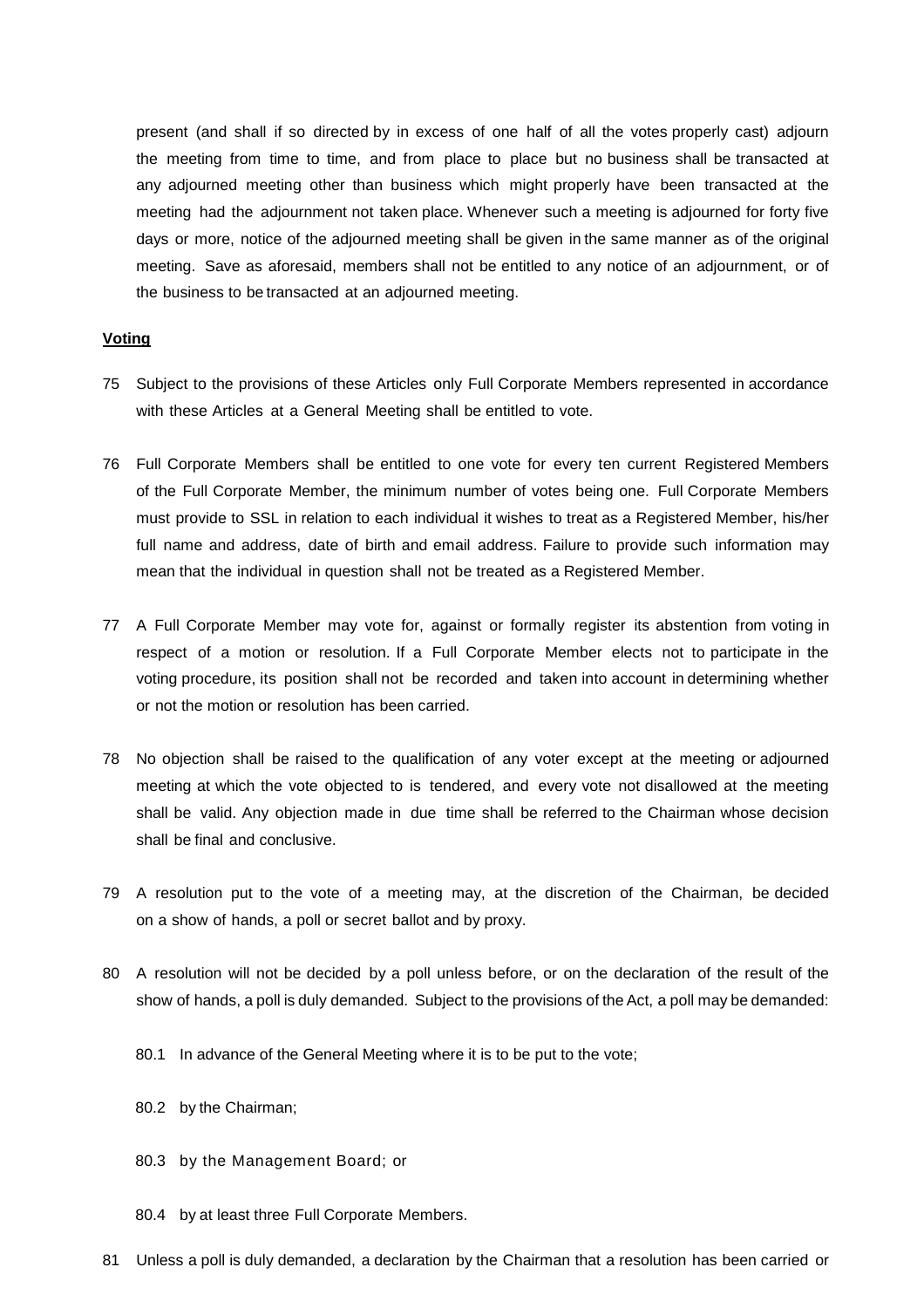present (and shall if so directed by in excess of one half of all the votes properly cast) adjourn the meeting from time to time, and from place to place but no business shall be transacted at any adjourned meeting other than business which might properly have been transacted at the meeting had the adjournment not taken place. Whenever such a meeting is adjourned for forty five days or more, notice of the adjourned meeting shall be given in the same manner as of the original meeting. Save as aforesaid, members shall not be entitled to any notice of an adjournment, or of the business to be transacted at an adjourned meeting.

**Voting**

75 Subject to the provisions of these Articles only Full Corporate Members represented in accordance with these Articles at a General Meeting shall be entitled to vote.

76 Full Corporate Members shall be entitled to one vote for every ten current Registered Members of the Full Corporate Member, the minimum number of votes being one. Full Corporate Members must provide to SSL in relation to each individual it wishes to treat as a Registered Member, his/her full name and address, date of birth and email address. Failure to provide such information may mean that the individual in question shall not be treated as a Registered Member.

77 A Full Corporate Member may vote for, against or formally register its abstention from voting in respect of a motion or resolution. If a Full Corporate Member elects not to participate in the voting procedure, its position shall not be recorded and taken into account in determining whether or not the motion or resolution has been carried.

78 No objection shall be raised to the qualification of any voter except at the meeting or adjourned meeting at which the vote objected to is tendered, and every vote not disallowed at the meeting shall be valid. Any objection made in due time shall be referred to the Chairman whose decision shall be final and conclusive.

79 A resolution put to the vote of a meeting may, at the discretion of the Chairman, be decided on a show of hands, a poll or secret ballot and by proxy.

80 A resolution will not be decided by a poll unless before, or on the declaration of the result of the show of hands, a poll is duly demanded. Subject to the provisions of the Act, a poll may be demanded:

80.1 In advance of the General Meeting where it is to be put to the vote;

80.2 by the Chairman;

80.3 by the Management Board; or

80.4 by at least three Full Corporate Members.

81 Unless a poll is duly demanded, a declaration by the Chairman that a resolution has been carried or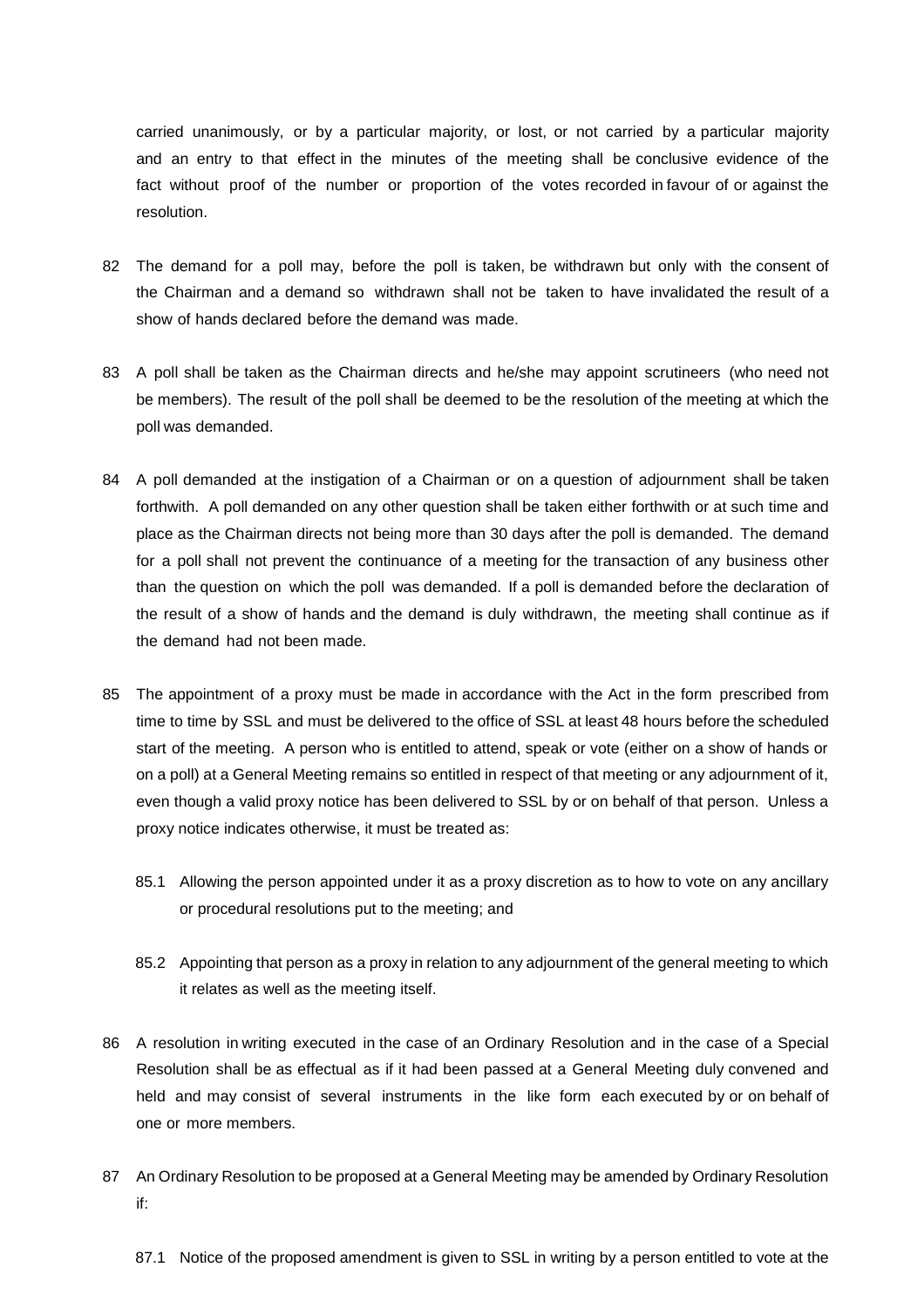carried unanimously, or by a particular majority, or lost, or not carried by a particular majority and an entry to that effect in the minutes of the meeting shall be conclusive evidence of the fact without proof of the number or proportion of the votes recorded in favour of or against the resolution.

82 The demand for a poll may, before the poll is taken, be withdrawn but only with the consent of the Chairman and a demand so withdrawn shall not be taken to have invalidated the result of a show of hands declared before the demand was made.

83 A poll shall be taken as the Chairman directs and he/she may appoint scrutineers (who need not be members). The result of the poll shall be deemed to be the resolution of the meeting at which the poll was demanded.

84 A poll demanded at the instigation of a Chairman or on a question of adjournment shall be taken forthwith. A poll demanded on any other question shall be taken either forthwith or at such time and place as the Chairman directs not being more than 30 days after the poll is demanded. The demand for a poll shall not prevent the continuance of a meeting for the transaction of any business other than the question on which the poll was demanded. If a poll is demanded before the declaration of the result of a show of hands and the demand is duly withdrawn, the meeting shall continue as if the demand had not been made.

85 The appointment of a proxy must be made in accordance with the Act in the form prescribed from time to time by SSL and must be delivered to the office of SSL at least 48 hours before the scheduled start of the meeting. A person who is entitled to attend, speak or vote (either on a show of hands or on a poll) at a General Meeting remains so entitled in respect of that meeting or any adjournment of it, even though a valid proxy notice has been delivered to SSL by or on behalf of that person. Unless a proxy notice indicates otherwise, it must be treated as:

85.1 Allowing the person appointed under it as a proxy discretion as to how to vote on any ancillary or procedural resolutions put to the meeting; and

85.2 Appointing that person as a proxy in relation to any adjournment of the general meeting to which it relates as well as the meeting itself.

86 A resolution in writing executed in the case of an Ordinary Resolution and in the case of a Special Resolution shall be as effectual as if it had been passed at a General Meeting duly convened and held and may consist of several instruments in the like form each executed by or on behalf of one or more members.

87 An Ordinary Resolution to be proposed at a General Meeting may be amended by Ordinary Resolution if:

87.1 Notice of the proposed amendment is given to SSL in writing by a person entitled to vote at the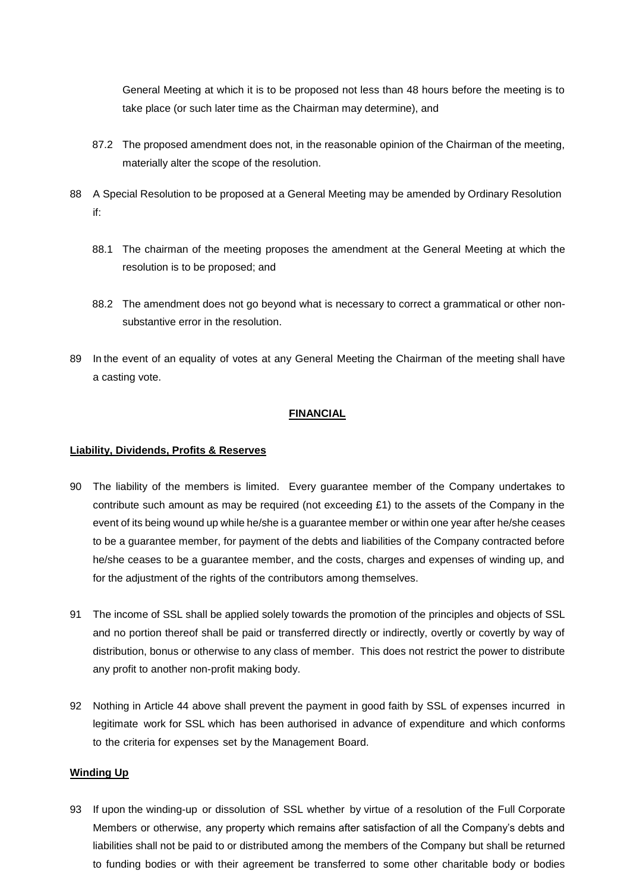General Meeting at which it is to be proposed not less than 48 hours before the meeting is to take place (or such later time as the Chairman may determine), and

87.2 The proposed amendment does not, in the reasonable opinion of the Chairman of the meeting, materially alter the scope of the resolution.

88 A Special Resolution to be proposed at a General Meeting may be amended by Ordinary Resolution if:

88.1 The chairman of the meeting proposes the amendment at the General Meeting at which the resolution is to be proposed; and

88.2 The amendment does not go beyond what is necessary to correct a grammatical or other non-substantive error in the resolution.

89 In the event of an equality of votes at any General Meeting the Chairman of the meeting shall have a casting vote.

## FINANCIAL

### Liability, Dividends, Profits & Reserves

90 The liability of the members is limited. Every guarantee member of the Company undertakes to contribute such amount as may be required (not exceeding £1) to the assets of the Company in the event of its being wound up while he/she is a guarantee member or within one year after he/she ceases to be a guarantee member, for payment of the debts and liabilities of the Company contracted before he/she ceases to be a guarantee member, and the costs, charges and expenses of winding up, and for the adjustment of the rights of the contributors among themselves.

91 The income of SSL shall be applied solely towards the promotion of the principles and objects of SSL and no portion thereof shall be paid or transferred directly or indirectly, overtly or covertly by way of distribution, bonus or otherwise to any class of member. This does not restrict the power to distribute any profit to another non-profit making body.

92 Nothing in Article 44 above shall prevent the payment in good faith by SSL of expenses incurred in legitimate work for SSL which has been authorised in advance of expenditure and which conforms to the criteria for expenses set by the Management Board.

### Winding Up

93 If upon the winding-up or dissolution of SSL whether by virtue of a resolution of the Full Corporate Members or otherwise, any property which remains after satisfaction of all the Company's debts and liabilities shall not be paid to or distributed among the members of the Company but shall be returned to funding bodies or with their agreement be transferred to some other charitable body or bodies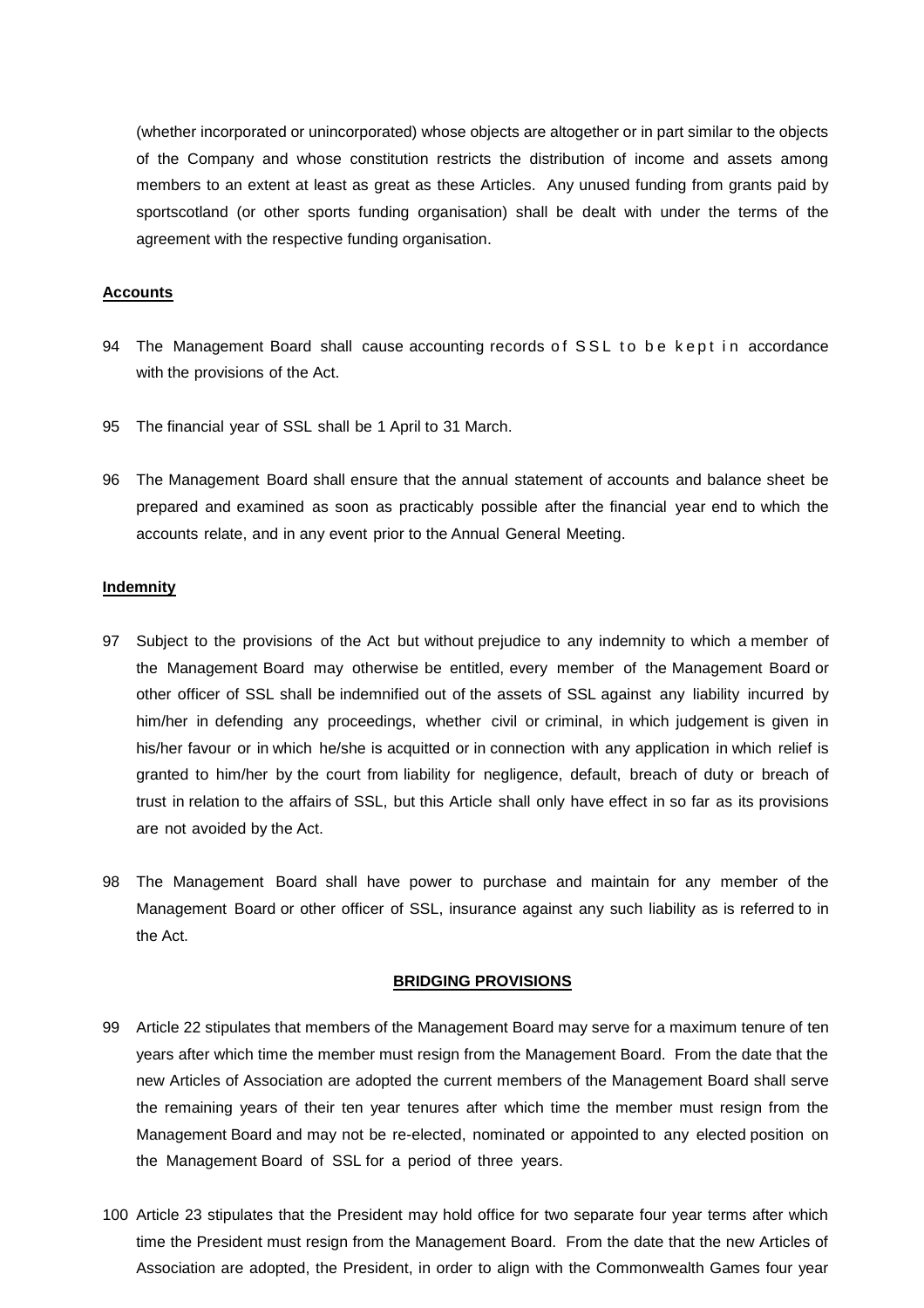(whether incorporated or unincorporated) whose objects are altogether or in part similar to the objects of the Company and whose constitution restricts the distribution of income and assets among members to an extent at least as great as these Articles. Any unused funding from grants paid by sportscotland (or other sports funding organisation) shall be dealt with under the terms of the agreement with the respective funding organisation.

**Accounts**

94 The Management Board shall cause accounting records of SSL to be kept in accordance with the provisions of the Act.

95 The financial year of SSL shall be 1 April to 31 March.

96 The Management Board shall ensure that the annual statement of accounts and balance sheet be prepared and examined as soon as practicably possible after the financial year end to which the accounts relate, and in any event prior to the Annual General Meeting.

**Indemnity**

97 Subject to the provisions of the Act but without prejudice to any indemnity to which a member of the Management Board may otherwise be entitled, every member of the Management Board or other officer of SSL shall be indemnified out of the assets of SSL against any liability incurred by him/her in defending any proceedings, whether civil or criminal, in which judgement is given in his/her favour or in which he/she is acquitted or in connection with any application in which relief is granted to him/her by the court from liability for negligence, default, breach of duty or breach of trust in relation to the affairs of SSL, but this Article shall only have effect in so far as its provisions are not avoided by the Act.

98 The Management Board shall have power to purchase and maintain for any member of the Management Board or other officer of SSL, insurance against any such liability as is referred to in the Act.

**BRIDGING PROVISIONS**

99 Article 22 stipulates that members of the Management Board may serve for a maximum tenure of ten years after which time the member must resign from the Management Board. From the date that the new Articles of Association are adopted the current members of the Management Board shall serve the remaining years of their ten year tenures after which time the member must resign from the Management Board and may not be re-elected, nominated or appointed to any elected position on the Management Board of SSL for a period of three years.

100 Article 23 stipulates that the President may hold office for two separate four year terms after which time the President must resign from the Management Board. From the date that the new Articles of Association are adopted, the President, in order to align with the Commonwealth Games four year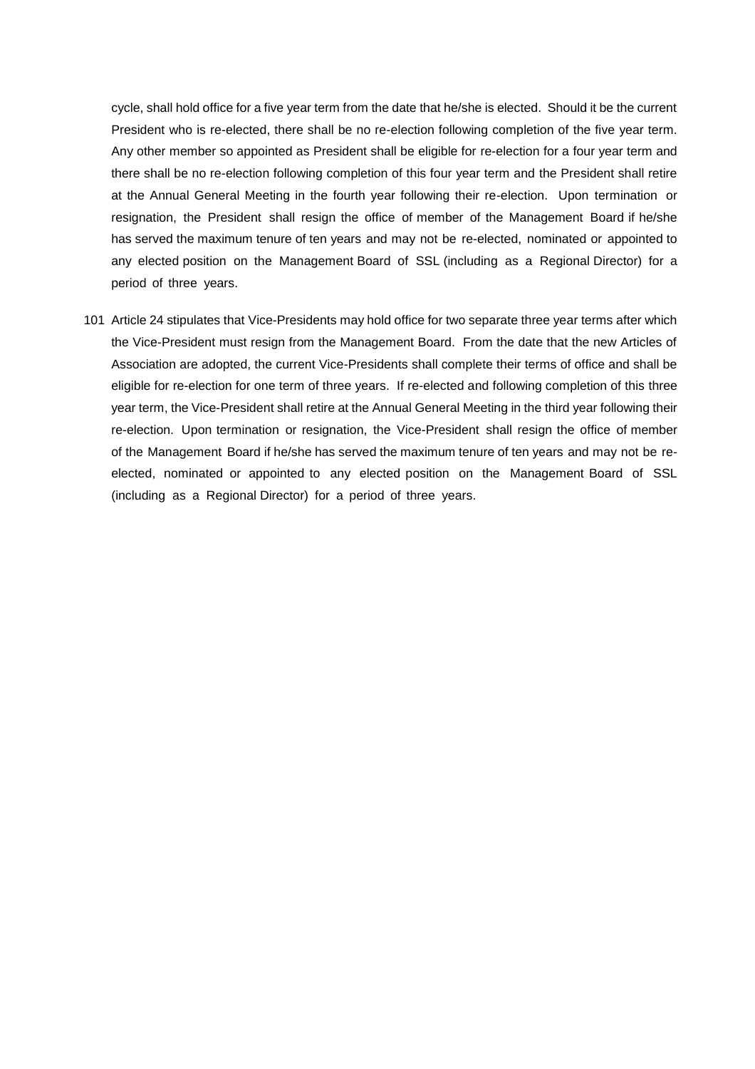cycle, shall hold office for a five year term from the date that he/she is elected. Should it be the current President who is re-elected, there shall be no re-election following completion of the five year term. Any other member so appointed as President shall be eligible for re-election for a four year term and there shall be no re-election following completion of this four year term and the President shall retire at the Annual General Meeting in the fourth year following their re-election. Upon termination or resignation, the President shall resign the office of member of the Management Board if he/she has served the maximum tenure of ten years and may not be re-elected, nominated or appointed to any elected position on the Management Board of SSL (including as a Regional Director) for a period of three years.

101 Article 24 stipulates that Vice-Presidents may hold office for two separate three year terms after which the Vice-President must resign from the Management Board. From the date that the new Articles of Association are adopted, the current Vice-Presidents shall complete their terms of office and shall be eligible for re-election for one term of three years. If re-elected and following completion of this three year term, the Vice-President shall retire at the Annual General Meeting in the third year following their re-election. Upon termination or resignation, the Vice-President shall resign the office of member of the Management Board if he/she has served the maximum tenure of ten years and may not be re-elected, nominated or appointed to any elected position on the Management Board of SSL (including as a Regional Director) for a period of three years.